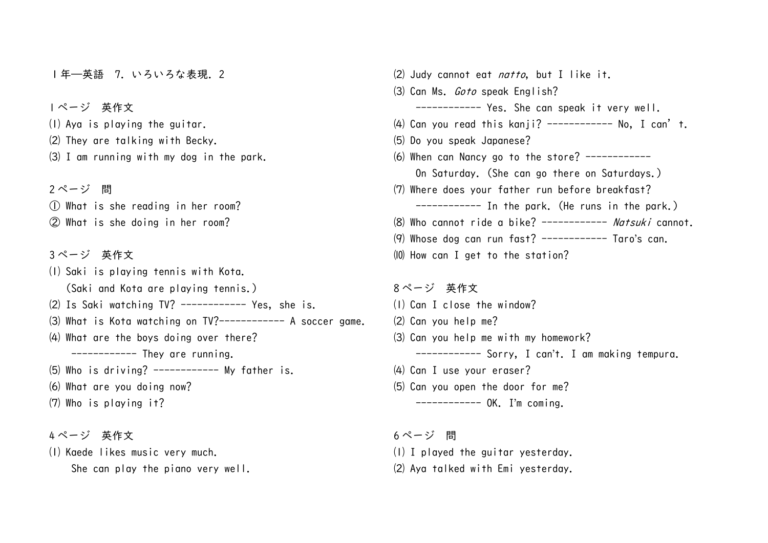１年―英語　7. いろいろな表現. 2

１ページ　英作文

⑴ Aya is playing the guitar.
⑵ They are talking with Becky.
⑶ I am running with my dog in the park.

２ページ　問

① What is she reading in her room?
② What is she doing in her room?

３ページ　英作文

⑴ Saki is playing tennis with Kota.
　(Saki and Kota are playing tennis.)
⑵ Is Saki watching TV? ------------ Yes, she is.
⑶ What is Kota watching on TV?------------ A soccer game.
⑷ What are the boys doing over there?
　------------ They are running.
⑸ Who is driving? ------------ My father is.
⑹ What are you doing now?
⑺ Who is playing it?

４ページ　英作文

⑴ Kaede likes music very much.
　She can play the piano very well.
⑵ Judy cannot eat *natto*, but I like it.
⑶ Can Ms. *Goto* speak English?
　------------ Yes. She can speak it very well.
⑷ Can you read this kanji? ------------ No, I can’t.
⑸ Do you speak Japanese?
⑹ When can Nancy go to the store? ------------
　On Saturday. (She can go there on Saturdays.)
⑺ Where does your father run before breakfast?
　------------ In the park. (He runs in the park.)
⑻ Who cannot ride a bike? ------------ *Natsuki* cannot.
⑼ Whose dog can run fast? ------------ Taro’s can.
⑽ How can I get to the station?

８ページ　英作文

⑴ Can I close the window?
⑵ Can you help me?
⑶ Can you help me with my homework?
　------------ Sorry, I can’t. I am making tempura.
⑷ Can I use your eraser?
⑸ Can you open the door for me?
　------------ OK. I’m coming.

６ページ　問

⑴ I played the guitar yesterday.
⑵ Aya talked with Emi yesterday.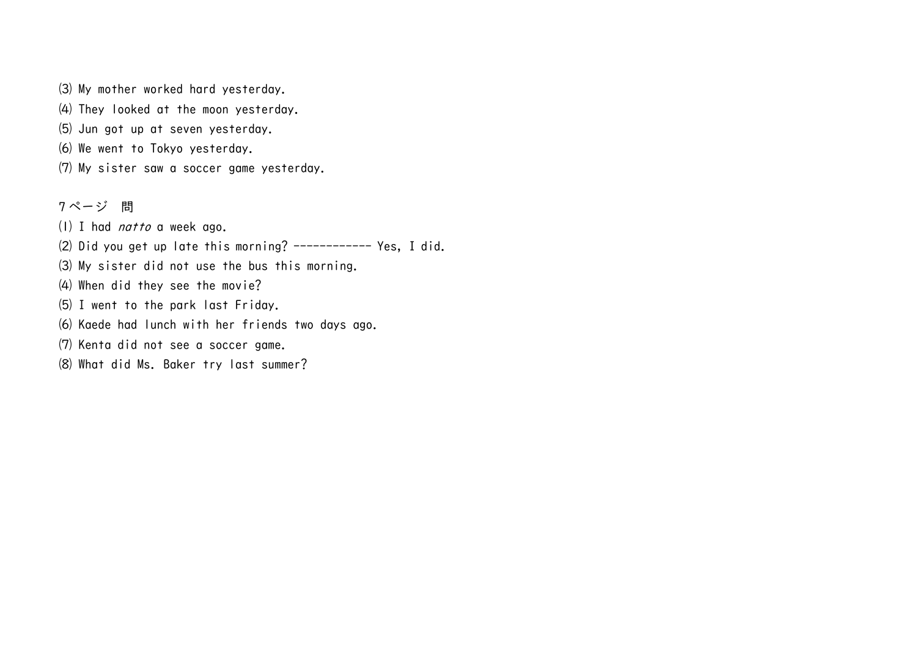⑶ My mother worked hard yesterday.
⑷ They looked at the moon yesterday.
⑸ Jun got up at seven yesterday.
⑹ We went to Tokyo yesterday.
⑺ My sister saw a soccer game yesterday.

7ページ　問

⑴ I had *natto* a week ago.
⑵ Did you get up late this morning? ------------ Yes, I did.
⑶ My sister did not use the bus this morning.
⑷ When did they see the movie?
⑸ I went to the park last Friday.
⑹ Kaede had lunch with her friends two days ago.
⑺ Kenta did not see a soccer game.
⑻ What did Ms. Baker try last summer?